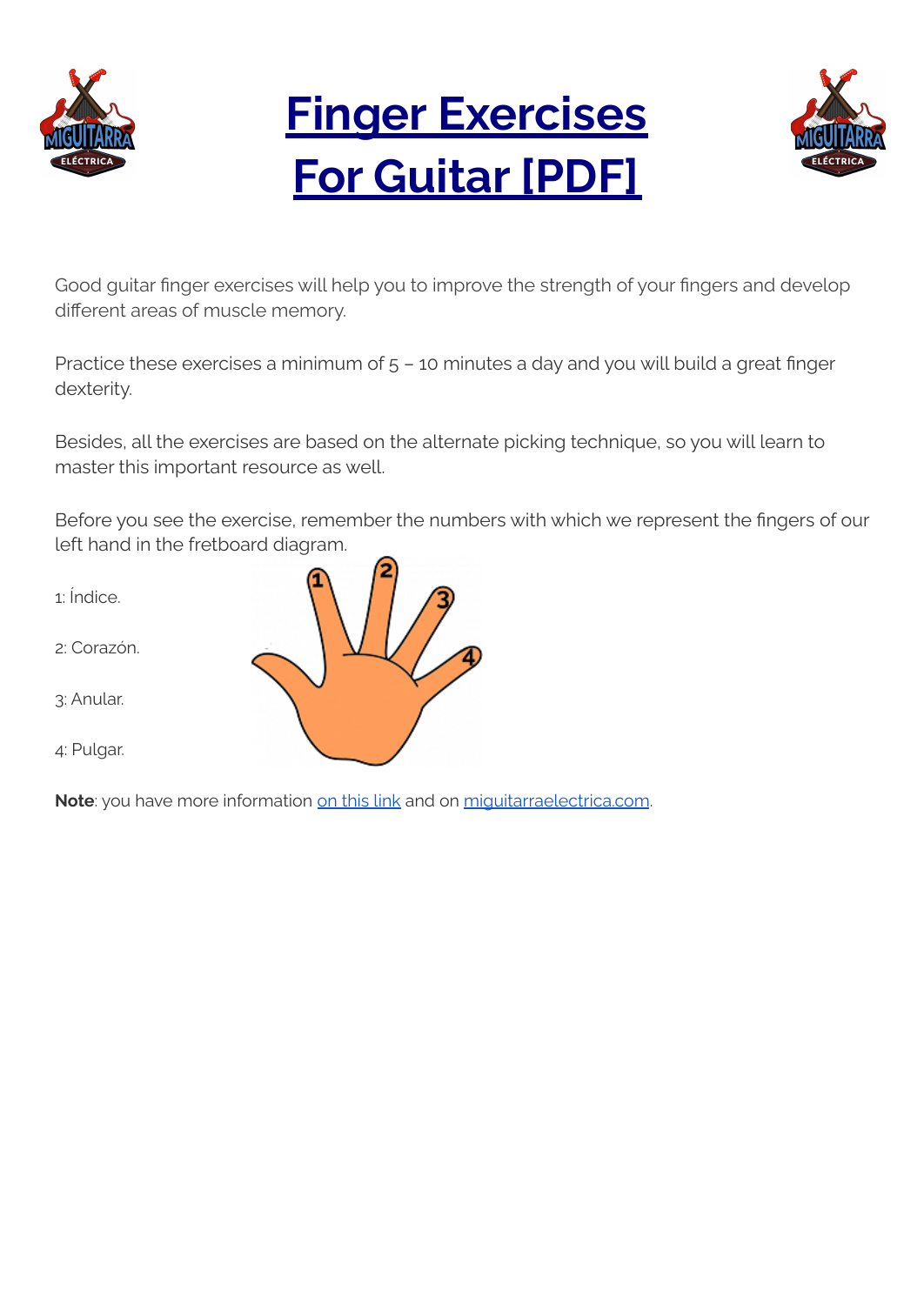# [Finger Exercises For Guitar [PDF]]

Good guitar finger exercises will help you to improve the strength of your fingers and develop different areas of muscle memory.

Practice these exercises a minimum of 5 – 10 minutes a day and you will build a great finger dexterity.

Besides, all the exercises are based on the alternate picking technique, so you will learn to master this important resource as well.

Before you see the exercise, remember the numbers with which we represent the fingers of our left hand in the fretboard diagram.

1: Índice.

2: Corazón.

3: Anular.

4: Pulgar.

**Note**: you have more information on this link and on miguitarraelectrica.com.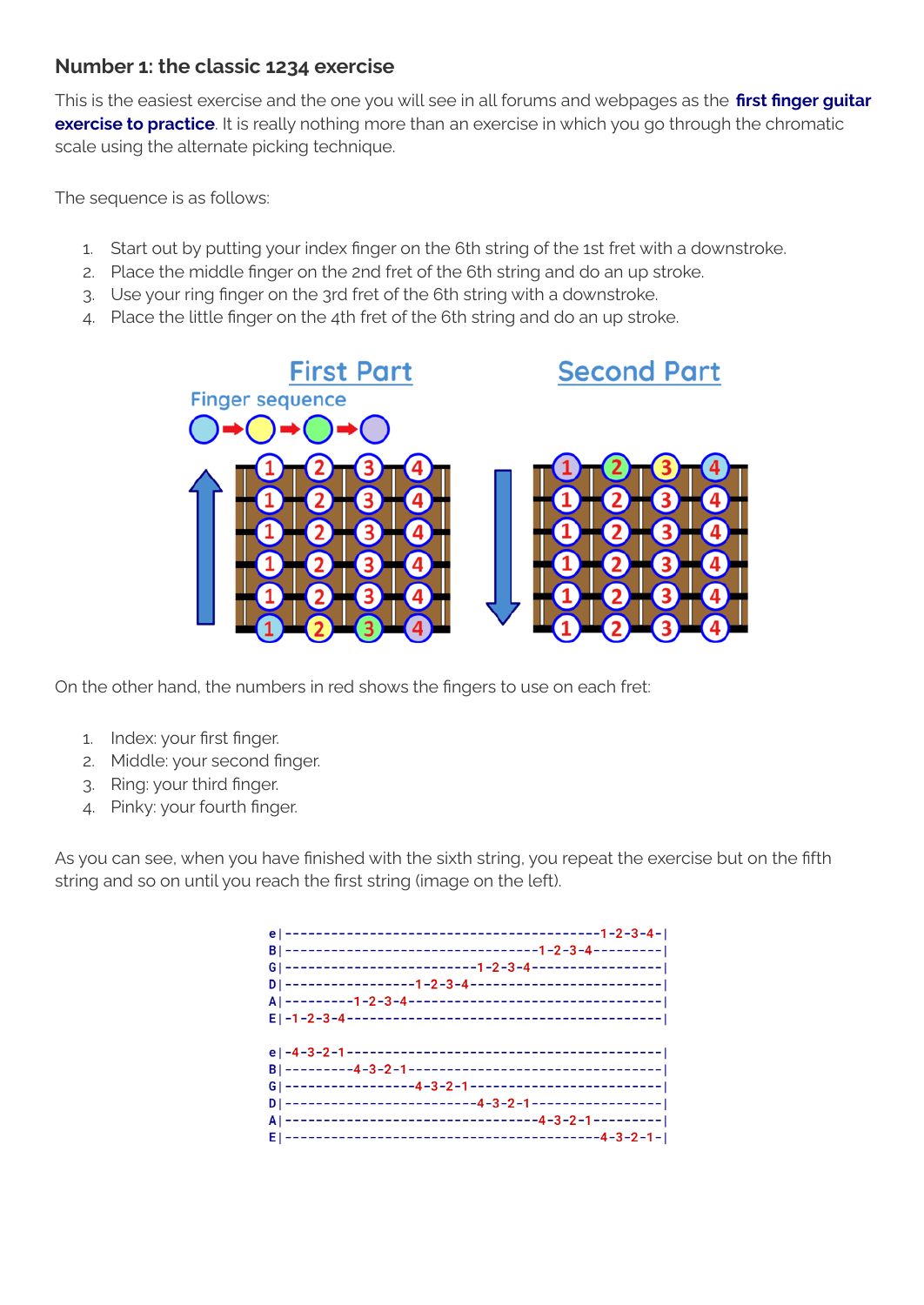### Number 1: the classic 1234 exercise

This is the easiest exercise and the one you will see in all forums and webpages as the **first finger guitar exercise to practice**. It is really nothing more than an exercise in which you go through the chromatic scale using the alternate picking technique.

The sequence is as follows:

1. Start out by putting your index finger on the 6th string of the 1st fret with a downstroke.
2. Place the middle finger on the 2nd fret of the 6th string and do an up stroke.
3. Use your ring finger on the 3rd fret of the 6th string with a downstroke.
4. Place the little finger on the 4th fret of the 6th string and do an up stroke.

First Part — Finger sequence

Second Part

On the other hand, the numbers in red shows the fingers to use on each fret:

1. Index: your first finger.
2. Middle: your second finger.
3. Ring: your third finger.
4. Pinky: your fourth finger.

As you can see, when you have finished with the sixth string, you repeat the exercise but on the fifth string and so on until you reach the first string (image on the left).

```
e|-----------------------------------------1-2-3-4-|
B|---------------------------------1-2-3-4---------|
G|-------------------------1-2-3-4-----------------|
D|-----------------1-2-3-4-------------------------|
A|---------1-2-3-4---------------------------------|
E|-1-2-3-4-----------------------------------------|

e|-4-3-2-1-----------------------------------------|
B|---------4-3-2-1---------------------------------|
G|-----------------4-3-2-1-------------------------|
D|-------------------------4-3-2-1-----------------|
A|---------------------------------4-3-2-1---------|
E|-----------------------------------------4-3-2-1-|
```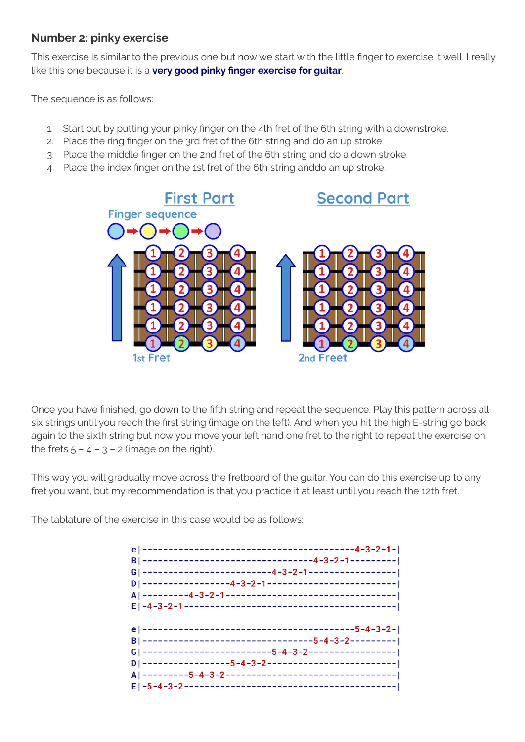### Number 2: pinky exercise

This exercise is similar to the previous one but now we start with the little finger to exercise it well. I really like this one because it is a **very good pinky finger exercise for guitar**.

The sequence is as follows:

1. Start out by putting your pinky finger on the 4th fret of the 6th string with a downstroke.
2. Place the ring finger on the 3rd fret of the 6th string and do an up stroke.
3. Place the middle finger on the 2nd fret of the 6th string and do a down stroke.
4. Place the index finger on the 1st fret of the 6th string anddo an up stroke.

First Part

Finger sequence

1st Fret

Second Part

2nd Freet

Once you have finished, go down to the fifth string and repeat the sequence. Play this pattern across all six strings until you reach the first string (image on the left). And when you hit the high E-string go back again to the sixth string but now you move your left hand one fret to the right to repeat the exercise on the frets 5 – 4 – 3 – 2 (image on the right).

This way you will gradually move across the fretboard of the guitar. You can do this exercise up to any fret you want, but my recommendation is that you practice it at least until you reach the 12th fret.

The tablature of the exercise in this case would be as follows:

```
e|-----------------------------------------4-3-2-1-|
B|---------------------------------4-3-2-1---------|
G|-------------------------4-3-2-1-----------------|
D|-----------------4-3-2-1-------------------------|
A|---------4-3-2-1---------------------------------|
E|-4-3-2-1-----------------------------------------|

e|-----------------------------------------5-4-3-2-|
B|---------------------------------5-4-3-2---------|
G|-------------------------5-4-3-2-----------------|
D|-----------------5-4-3-2-------------------------|
A|---------5-4-3-2---------------------------------|
E|-5-4-3-2-----------------------------------------|
```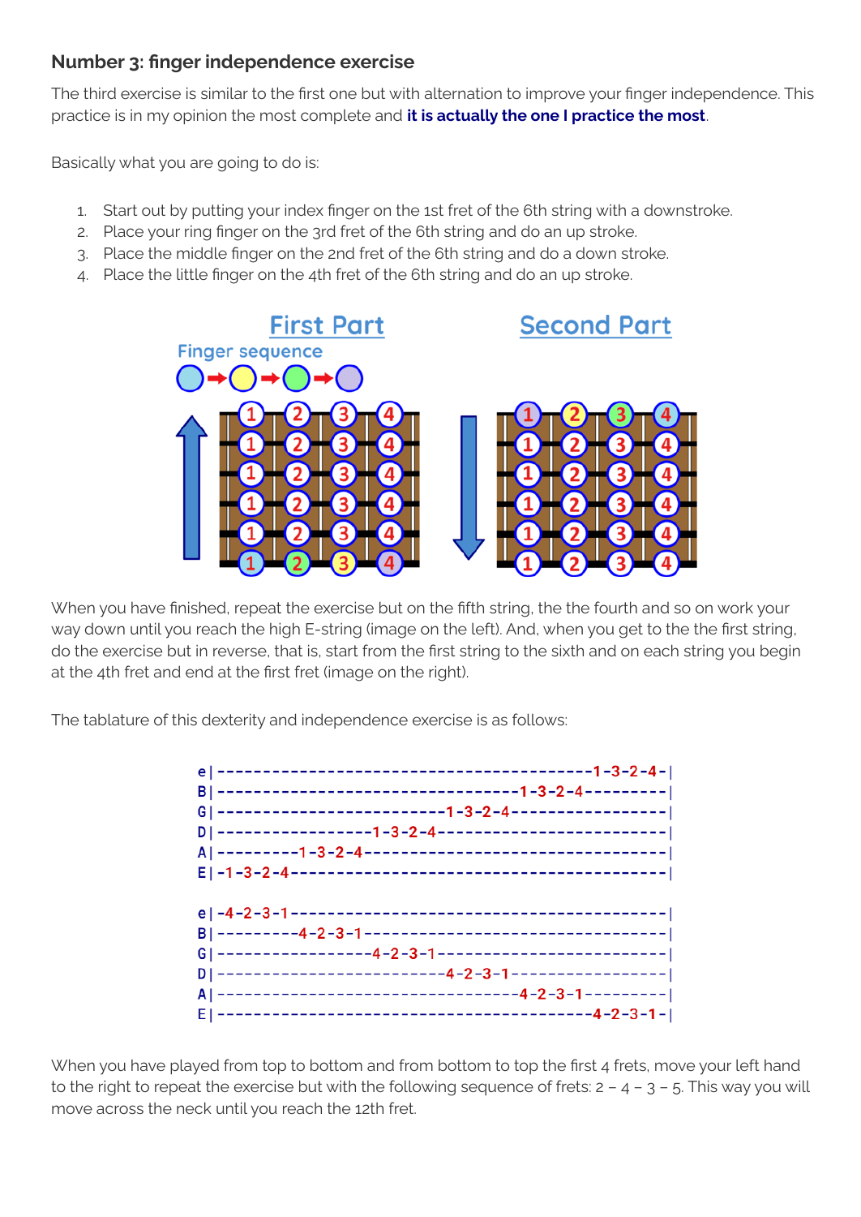## Number 3: finger independence exercise

The third exercise is similar to the first one but with alternation to improve your finger independence. This practice is in my opinion the most complete and **it is actually the one I practice the most**.

Basically what you are going to do is:

1. Start out by putting your index finger on the 1st fret of the 6th string with a downstroke.
2. Place your ring finger on the 3rd fret of the 6th string and do an up stroke.
3. Place the middle finger on the 2nd fret of the 6th string and do a down stroke.
4. Place the little finger on the 4th fret of the 6th string and do an up stroke.

When you have finished, repeat the exercise but on the fifth string, the the fourth and so on work your way down until you reach the high E-string (image on the left). And, when you get to the the first string, do the exercise but in reverse, that is, start from the first string to the sixth and on each string you begin at the 4th fret and end at the first fret (image on the right).

The tablature of this dexterity and independence exercise is as follows:

```
e|-----------------------------------------1-3-2-4-|
B|---------------------------------1-3-2-4---------|
G|-------------------------1-3-2-4-----------------|
D|-----------------1-3-2-4-------------------------|
A|---------1-3-2-4---------------------------------|
E|-1-3-2-4-----------------------------------------|

e|-4-2-3-1-----------------------------------------|
B|---------4-2-3-1---------------------------------|
G|-----------------4-2-3-1-------------------------|
D|-------------------------4-2-3-1-----------------|
A|---------------------------------4-2-3-1---------|
E|-----------------------------------------4-2-3-1-|
```

When you have played from top to bottom and from bottom to top the first 4 frets, move your left hand to the right to repeat the exercise but with the following sequence of frets: 2 – 4 – 3 – 5. This way you will move across the neck until you reach the 12th fret.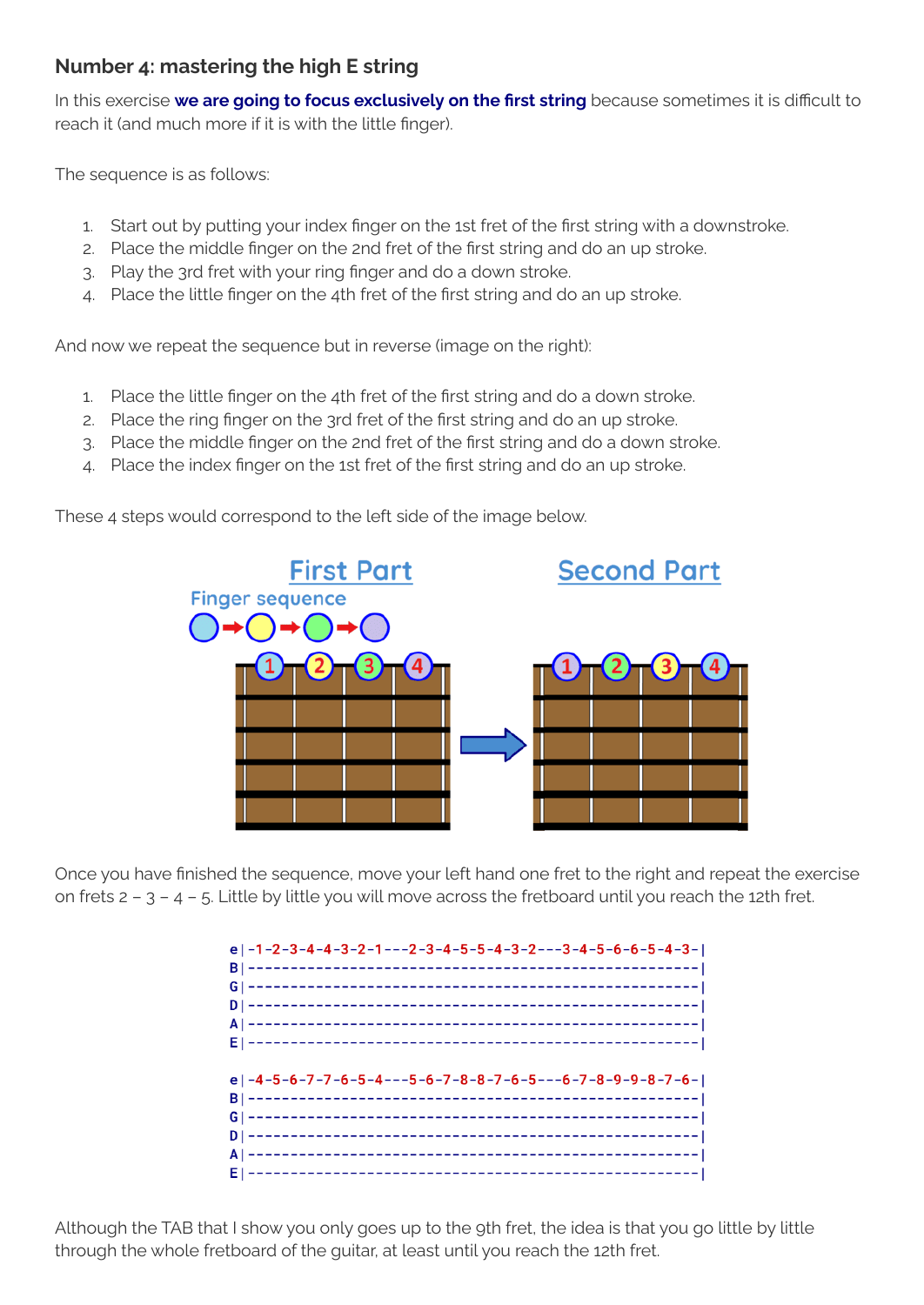## Number 4: mastering the high E string

In this exercise **we are going to focus exclusively on the first string** because sometimes it is difficult to reach it (and much more if it is with the little finger).

The sequence is as follows:

1. Start out by putting your index finger on the 1st fret of the first string with a downstroke.
2. Place the middle finger on the 2nd fret of the first string and do an up stroke.
3. Play the 3rd fret with your ring finger and do a down stroke.
4. Place the little finger on the 4th fret of the first string and do an up stroke.

And now we repeat the sequence but in reverse (image on the right):

1. Place the little finger on the 4th fret of the first string and do a down stroke.
2. Place the ring finger on the 3rd fret of the first string and do an up stroke.
3. Place the middle finger on the 2nd fret of the first string and do a down stroke.
4. Place the index finger on the 1st fret of the first string and do an up stroke.

These 4 steps would correspond to the left side of the image below.

First Part

Finger sequence

1 2 3 4

Second Part

1 2 3 4

Once you have finished the sequence, move your left hand one fret to the right and repeat the exercise on frets 2 – 3 – 4 – 5. Little by little you will move across the fretboard until you reach the 12th fret.

```
e|-1-2-3-4-4-3-2-1---2-3-4-5-5-4-3-2---3-4-5-6-6-5-4-3-|
B|-----------------------------------------------------|
G|-----------------------------------------------------|
D|-----------------------------------------------------|
A|-----------------------------------------------------|
E|-----------------------------------------------------|

e|-4-5-6-7-7-6-5-4---5-6-7-8-8-7-6-5---6-7-8-9-9-8-7-6-|
B|-----------------------------------------------------|
G|-----------------------------------------------------|
D|-----------------------------------------------------|
A|-----------------------------------------------------|
E|-----------------------------------------------------|
```

Although the TAB that I show you only goes up to the 9th fret, the idea is that you go little by little through the whole fretboard of the guitar, at least until you reach the 12th fret.